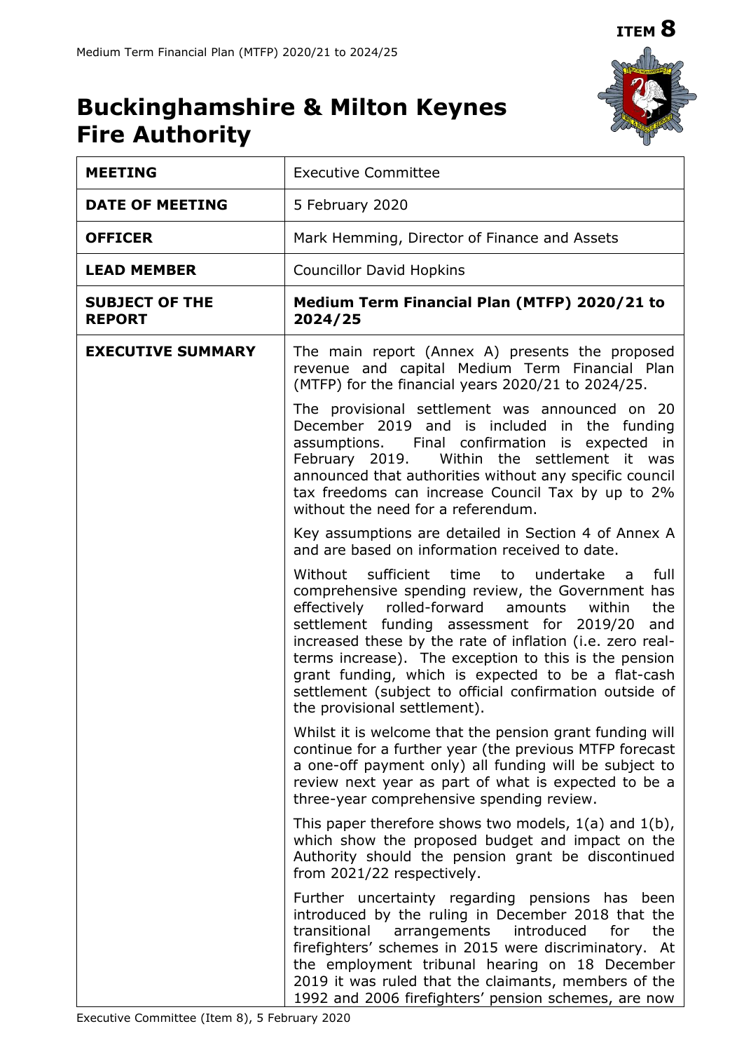**ITEM 8**

# Buckinghamshire & Milton Keynes Fire Authority

| | |
|---|---|
| **MEETING** | Executive Committee |
| **DATE OF MEETING** | 5 February 2020 |
| **OFFICER** | Mark Hemming, Director of Finance and Assets |
| **LEAD MEMBER** | Councillor David Hopkins |
| **SUBJECT OF THE REPORT** | **Medium Term Financial Plan (MTFP) 2020/21 to 2024/25** |
| **EXECUTIVE SUMMARY** | The main report (Annex A) presents the proposed revenue and capital Medium Term Financial Plan (MTFP) for the financial years 2020/21 to 2024/25.<br><br>The provisional settlement was announced on 20 December 2019 and is included in the funding assumptions. Final confirmation is expected in February 2019. Within the settlement it was announced that authorities without any specific council tax freedoms can increase Council Tax by up to 2% without the need for a referendum.<br><br>Key assumptions are detailed in Section 4 of Annex A and are based on information received to date.<br><br>Without sufficient time to undertake a full comprehensive spending review, the Government has effectively rolled-forward amounts within the settlement funding assessment for 2019/20 and increased these by the rate of inflation (i.e. zero real-terms increase). The exception to this is the pension grant funding, which is expected to be a flat-cash settlement (subject to official confirmation outside of the provisional settlement).<br><br>Whilst it is welcome that the pension grant funding will continue for a further year (the previous MTFP forecast a one-off payment only) all funding will be subject to review next year as part of what is expected to be a three-year comprehensive spending review.<br><br>This paper therefore shows two models, 1(a) and 1(b), which show the proposed budget and impact on the Authority should the pension grant be discontinued from 2021/22 respectively.<br><br>Further uncertainty regarding pensions has been introduced by the ruling in December 2018 that the transitional arrangements introduced for the firefighters' schemes in 2015 were discriminatory. At the employment tribunal hearing on 18 December 2019 it was ruled that the claimants, members of the 1992 and 2006 firefighters' pension schemes, are now |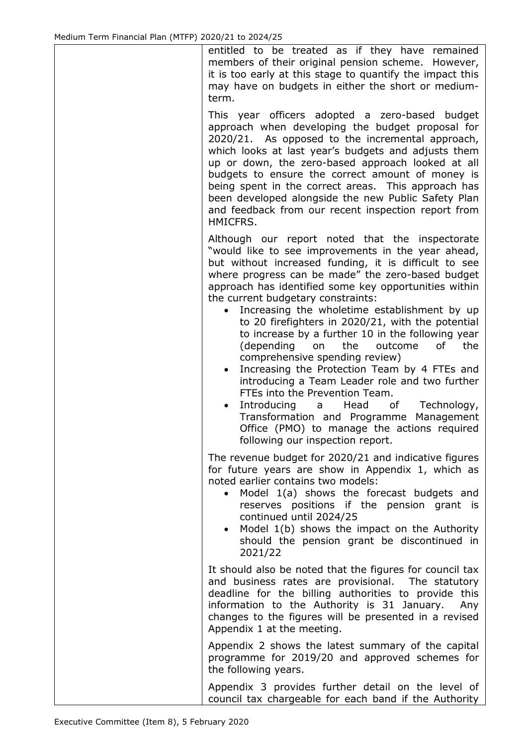entitled to be treated as if they have remained members of their original pension scheme. However, it is too early at this stage to quantify the impact this may have on budgets in either the short or medium-term.

This year officers adopted a zero-based budget approach when developing the budget proposal for 2020/21. As opposed to the incremental approach, which looks at last year's budgets and adjusts them up or down, the zero-based approach looked at all budgets to ensure the correct amount of money is being spent in the correct areas. This approach has been developed alongside the new Public Safety Plan and feedback from our recent inspection report from HMICFRS.

Although our report noted that the inspectorate "would like to see improvements in the year ahead, but without increased funding, it is difficult to see where progress can be made" the zero-based budget approach has identified some key opportunities within the current budgetary constraints:

- Increasing the wholetime establishment by up to 20 firefighters in 2020/21, with the potential to increase by a further 10 in the following year (depending on the outcome of the comprehensive spending review)
- Increasing the Protection Team by 4 FTEs and introducing a Team Leader role and two further FTEs into the Prevention Team.
- Introducing a Head of Technology, Transformation and Programme Management Office (PMO) to manage the actions required following our inspection report.

The revenue budget for 2020/21 and indicative figures for future years are show in Appendix 1, which as noted earlier contains two models:

- Model 1(a) shows the forecast budgets and reserves positions if the pension grant is continued until 2024/25
- Model 1(b) shows the impact on the Authority should the pension grant be discontinued in 2021/22

It should also be noted that the figures for council tax and business rates are provisional. The statutory deadline for the billing authorities to provide this information to the Authority is 31 January. Any changes to the figures will be presented in a revised Appendix 1 at the meeting.

Appendix 2 shows the latest summary of the capital programme for 2019/20 and approved schemes for the following years.

Appendix 3 provides further detail on the level of council tax chargeable for each band if the Authority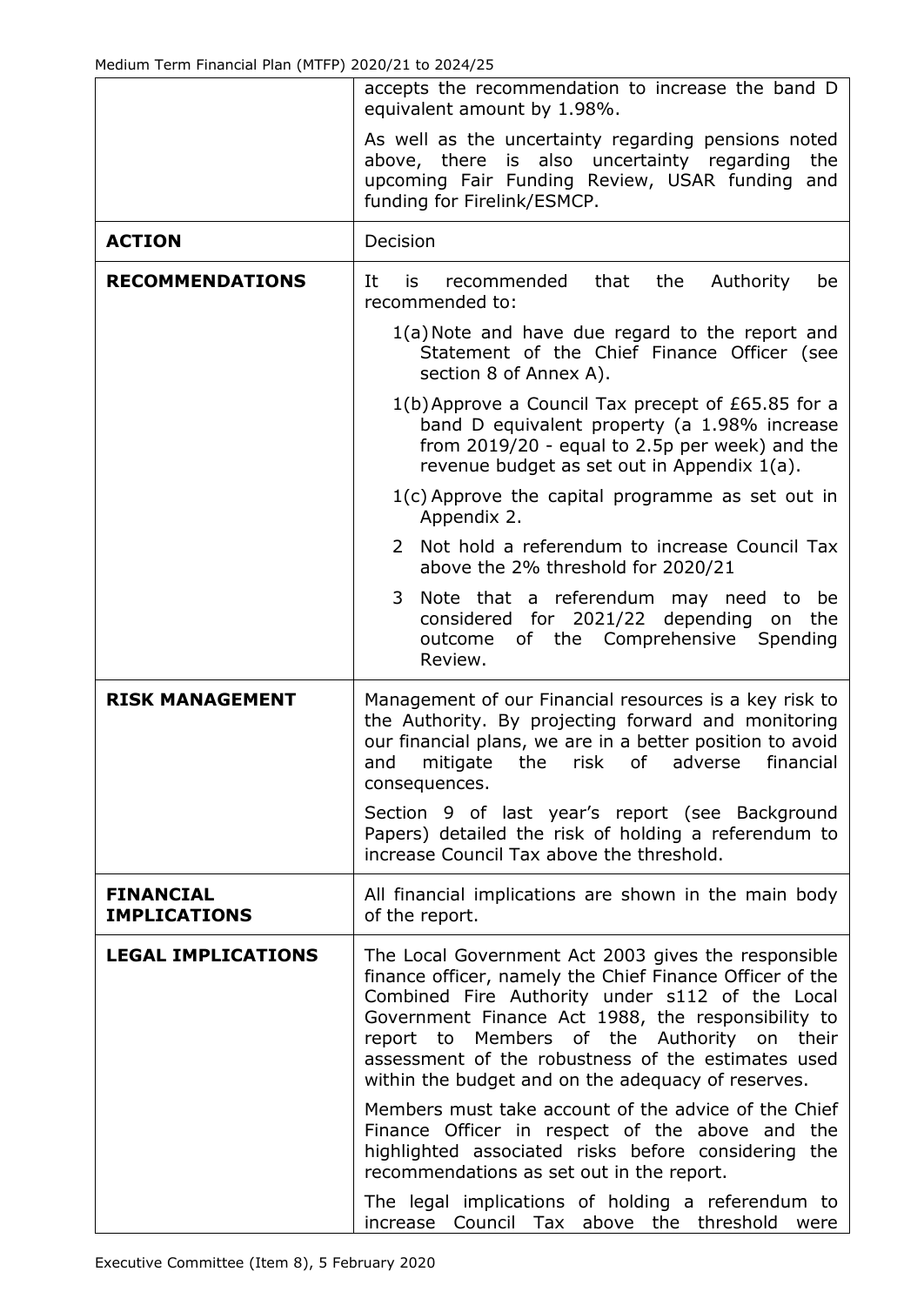| | |
|---|---|
| | accepts the recommendation to increase the band D equivalent amount by 1.98%.<br><br>As well as the uncertainty regarding pensions noted above, there is also uncertainty regarding the upcoming Fair Funding Review, USAR funding and funding for Firelink/ESMCP. |
| **ACTION** | Decision |
| **RECOMMENDATIONS** | It is recommended that the Authority be recommended to:<br><br>1(a) Note and have due regard to the report and Statement of the Chief Finance Officer (see section 8 of Annex A).<br><br>1(b) Approve a Council Tax precept of £65.85 for a band D equivalent property (a 1.98% increase from 2019/20 - equal to 2.5p per week) and the revenue budget as set out in Appendix 1(a).<br><br>1(c) Approve the capital programme as set out in Appendix 2.<br><br>2 Not hold a referendum to increase Council Tax above the 2% threshold for 2020/21<br><br>3 Note that a referendum may need to be considered for 2021/22 depending on the outcome of the Comprehensive Spending Review. |
| **RISK MANAGEMENT** | Management of our Financial resources is a key risk to the Authority. By projecting forward and monitoring our financial plans, we are in a better position to avoid and mitigate the risk of adverse financial consequences.<br><br>Section 9 of last year's report (see Background Papers) detailed the risk of holding a referendum to increase Council Tax above the threshold. |
| **FINANCIAL IMPLICATIONS** | All financial implications are shown in the main body of the report. |
| **LEGAL IMPLICATIONS** | The Local Government Act 2003 gives the responsible finance officer, namely the Chief Finance Officer of the Combined Fire Authority under s112 of the Local Government Finance Act 1988, the responsibility to report to Members of the Authority on their assessment of the robustness of the estimates used within the budget and on the adequacy of reserves.<br><br>Members must take account of the advice of the Chief Finance Officer in respect of the above and the highlighted associated risks before considering the recommendations as set out in the report.<br><br>The legal implications of holding a referendum to increase Council Tax above the threshold were |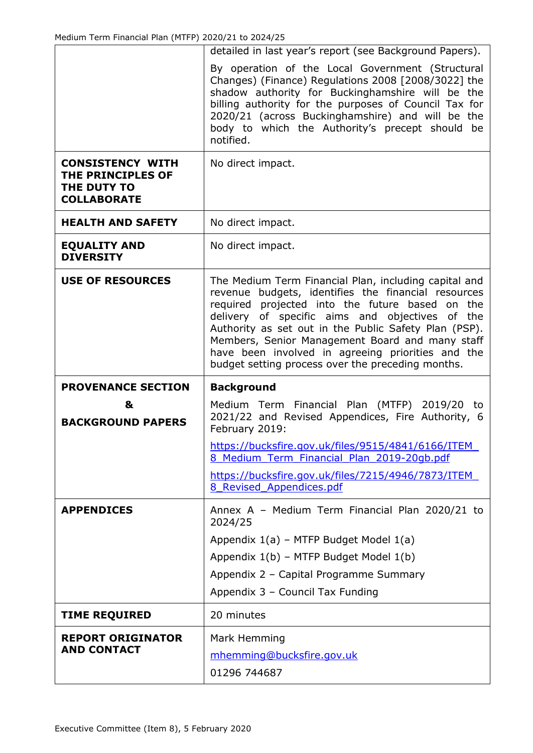| | |
|---|---|
| | detailed in last year's report (see Background Papers).<br><br>By operation of the Local Government (Structural Changes) (Finance) Regulations 2008 [2008/3022] the shadow authority for Buckinghamshire will be the billing authority for the purposes of Council Tax for 2020/21 (across Buckinghamshire) and will be the body to which the Authority's precept should be notified. |
| **CONSISTENCY WITH THE PRINCIPLES OF THE DUTY TO COLLABORATE** | No direct impact. |
| **HEALTH AND SAFETY** | No direct impact. |
| **EQUALITY AND DIVERSITY** | No direct impact. |
| **USE OF RESOURCES** | The Medium Term Financial Plan, including capital and revenue budgets, identifies the financial resources required projected into the future based on the delivery of specific aims and objectives of the Authority as set out in the Public Safety Plan (PSP). Members, Senior Management Board and many staff have been involved in agreeing priorities and the budget setting process over the preceding months. |
| **PROVENANCE SECTION & BACKGROUND PAPERS** | **Background**<br><br>Medium Term Financial Plan (MTFP) 2019/20 to 2021/22 and Revised Appendices, Fire Authority, 6 February 2019:<br><br>https://bucksfire.gov.uk/files/9515/4841/6166/ITEM_8_Medium_Term_Financial_Plan_2019-20gb.pdf<br><br>https://bucksfire.gov.uk/files/7215/4946/7873/ITEM_8_Revised_Appendices.pdf |
| **APPENDICES** | Annex A – Medium Term Financial Plan 2020/21 to 2024/25<br><br>Appendix 1(a) – MTFP Budget Model 1(a)<br><br>Appendix 1(b) – MTFP Budget Model 1(b)<br><br>Appendix 2 – Capital Programme Summary<br><br>Appendix 3 – Council Tax Funding |
| **TIME REQUIRED** | 20 minutes |
| **REPORT ORIGINATOR AND CONTACT** | Mark Hemming<br><br>mhemming@bucksfire.gov.uk<br><br>01296 744687 |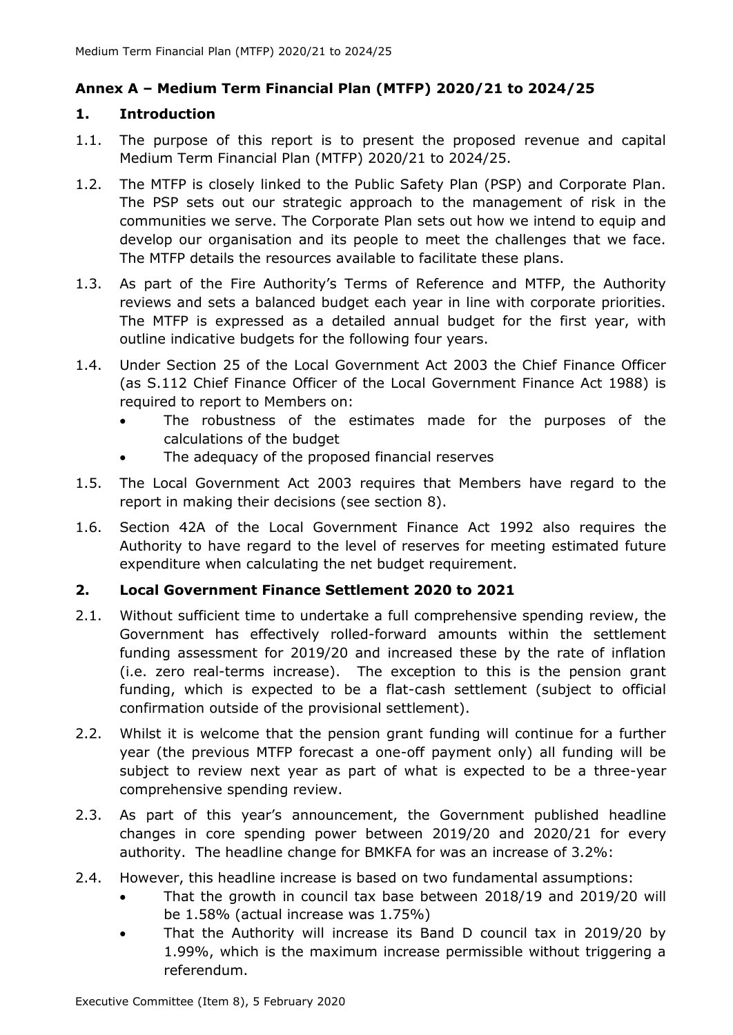## Annex A – Medium Term Financial Plan (MTFP) 2020/21 to 2024/25

### 1. Introduction

1.1. The purpose of this report is to present the proposed revenue and capital Medium Term Financial Plan (MTFP) 2020/21 to 2024/25.

1.2. The MTFP is closely linked to the Public Safety Plan (PSP) and Corporate Plan. The PSP sets out our strategic approach to the management of risk in the communities we serve. The Corporate Plan sets out how we intend to equip and develop our organisation and its people to meet the challenges that we face. The MTFP details the resources available to facilitate these plans.

1.3. As part of the Fire Authority's Terms of Reference and MTFP, the Authority reviews and sets a balanced budget each year in line with corporate priorities. The MTFP is expressed as a detailed annual budget for the first year, with outline indicative budgets for the following four years.

1.4. Under Section 25 of the Local Government Act 2003 the Chief Finance Officer (as S.112 Chief Finance Officer of the Local Government Finance Act 1988) is required to report to Members on:

- The robustness of the estimates made for the purposes of the calculations of the budget
- The adequacy of the proposed financial reserves

1.5. The Local Government Act 2003 requires that Members have regard to the report in making their decisions (see section 8).

1.6. Section 42A of the Local Government Finance Act 1992 also requires the Authority to have regard to the level of reserves for meeting estimated future expenditure when calculating the net budget requirement.

### 2. Local Government Finance Settlement 2020 to 2021

2.1. Without sufficient time to undertake a full comprehensive spending review, the Government has effectively rolled-forward amounts within the settlement funding assessment for 2019/20 and increased these by the rate of inflation (i.e. zero real-terms increase). The exception to this is the pension grant funding, which is expected to be a flat-cash settlement (subject to official confirmation outside of the provisional settlement).

2.2. Whilst it is welcome that the pension grant funding will continue for a further year (the previous MTFP forecast a one-off payment only) all funding will be subject to review next year as part of what is expected to be a three-year comprehensive spending review.

2.3. As part of this year's announcement, the Government published headline changes in core spending power between 2019/20 and 2020/21 for every authority. The headline change for BMKFA for was an increase of 3.2%:

2.4. However, this headline increase is based on two fundamental assumptions:

- That the growth in council tax base between 2018/19 and 2019/20 will be 1.58% (actual increase was 1.75%)
- That the Authority will increase its Band D council tax in 2019/20 by 1.99%, which is the maximum increase permissible without triggering a referendum.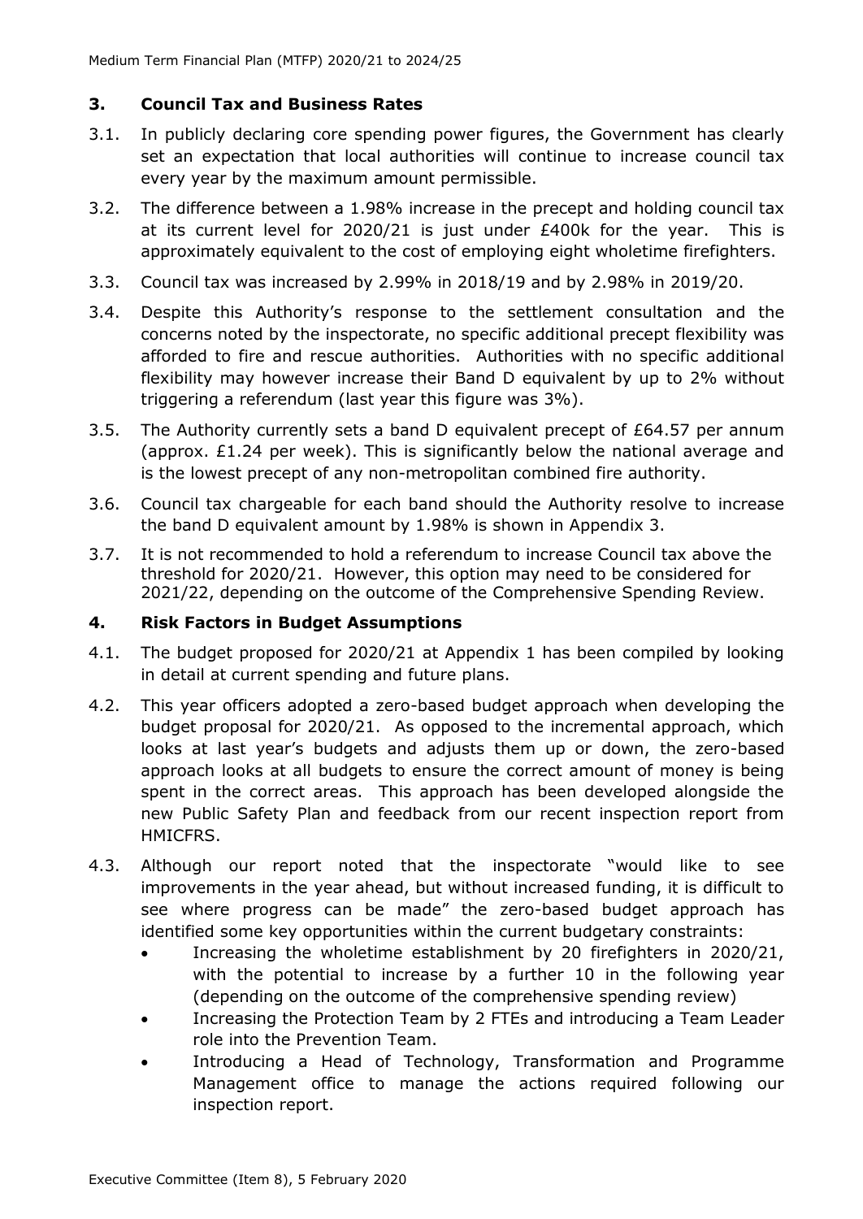## 3. Council Tax and Business Rates

3.1. In publicly declaring core spending power figures, the Government has clearly set an expectation that local authorities will continue to increase council tax every year by the maximum amount permissible.

3.2. The difference between a 1.98% increase in the precept and holding council tax at its current level for 2020/21 is just under £400k for the year. This is approximately equivalent to the cost of employing eight wholetime firefighters.

3.3. Council tax was increased by 2.99% in 2018/19 and by 2.98% in 2019/20.

3.4. Despite this Authority's response to the settlement consultation and the concerns noted by the inspectorate, no specific additional precept flexibility was afforded to fire and rescue authorities. Authorities with no specific additional flexibility may however increase their Band D equivalent by up to 2% without triggering a referendum (last year this figure was 3%).

3.5. The Authority currently sets a band D equivalent precept of £64.57 per annum (approx. £1.24 per week). This is significantly below the national average and is the lowest precept of any non-metropolitan combined fire authority.

3.6. Council tax chargeable for each band should the Authority resolve to increase the band D equivalent amount by 1.98% is shown in Appendix 3.

3.7. It is not recommended to hold a referendum to increase Council tax above the threshold for 2020/21. However, this option may need to be considered for 2021/22, depending on the outcome of the Comprehensive Spending Review.

## 4. Risk Factors in Budget Assumptions

4.1. The budget proposed for 2020/21 at Appendix 1 has been compiled by looking in detail at current spending and future plans.

4.2. This year officers adopted a zero-based budget approach when developing the budget proposal for 2020/21. As opposed to the incremental approach, which looks at last year's budgets and adjusts them up or down, the zero-based approach looks at all budgets to ensure the correct amount of money is being spent in the correct areas. This approach has been developed alongside the new Public Safety Plan and feedback from our recent inspection report from HMICFRS.

4.3. Although our report noted that the inspectorate "would like to see improvements in the year ahead, but without increased funding, it is difficult to see where progress can be made" the zero-based budget approach has identified some key opportunities within the current budgetary constraints:

- Increasing the wholetime establishment by 20 firefighters in 2020/21, with the potential to increase by a further 10 in the following year (depending on the outcome of the comprehensive spending review)
- Increasing the Protection Team by 2 FTEs and introducing a Team Leader role into the Prevention Team.
- Introducing a Head of Technology, Transformation and Programme Management office to manage the actions required following our inspection report.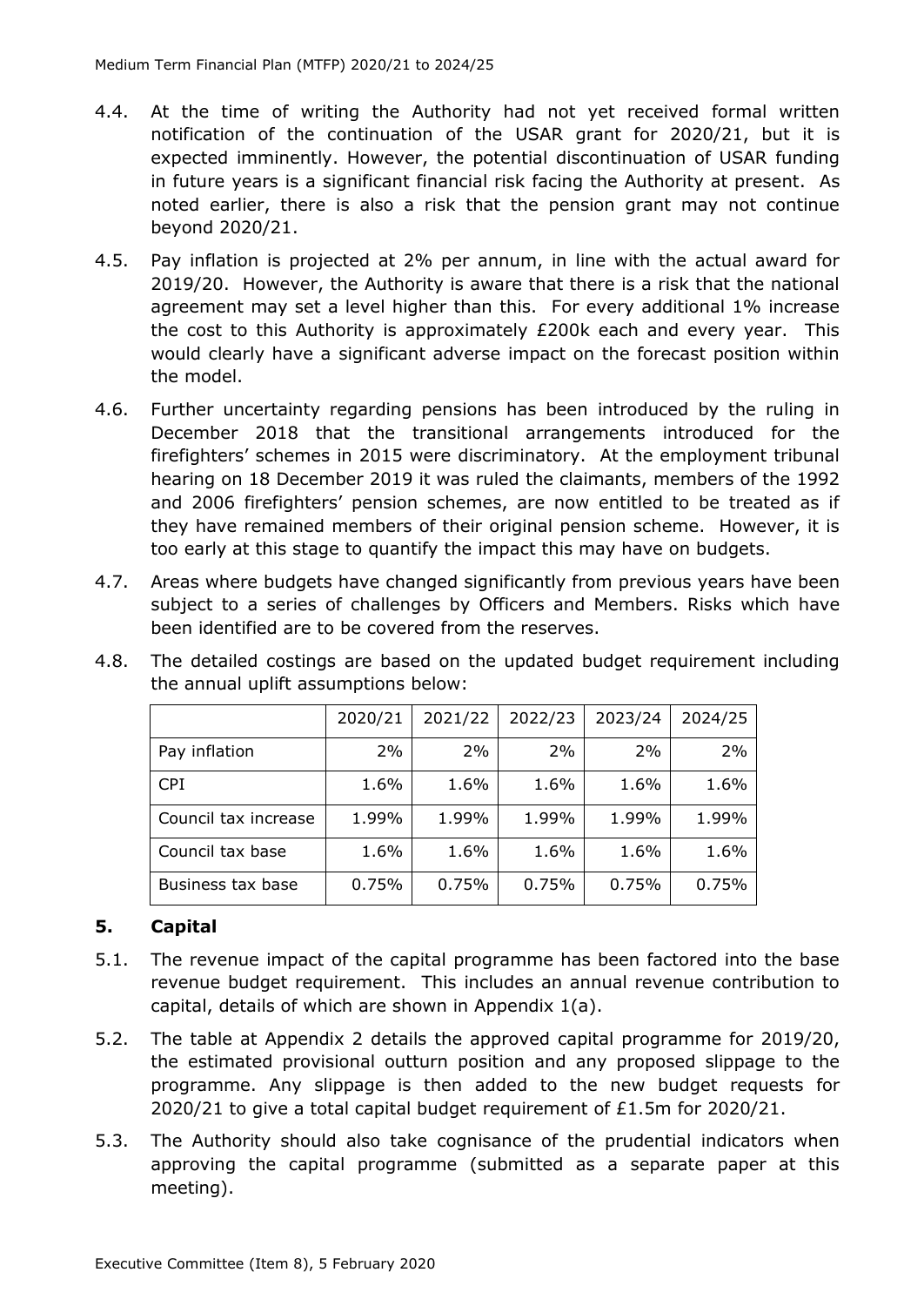4.4. At the time of writing the Authority had not yet received formal written notification of the continuation of the USAR grant for 2020/21, but it is expected imminently. However, the potential discontinuation of USAR funding in future years is a significant financial risk facing the Authority at present. As noted earlier, there is also a risk that the pension grant may not continue beyond 2020/21.

4.5. Pay inflation is projected at 2% per annum, in line with the actual award for 2019/20. However, the Authority is aware that there is a risk that the national agreement may set a level higher than this. For every additional 1% increase the cost to this Authority is approximately £200k each and every year. This would clearly have a significant adverse impact on the forecast position within the model.

4.6. Further uncertainty regarding pensions has been introduced by the ruling in December 2018 that the transitional arrangements introduced for the firefighters' schemes in 2015 were discriminatory. At the employment tribunal hearing on 18 December 2019 it was ruled the claimants, members of the 1992 and 2006 firefighters' pension schemes, are now entitled to be treated as if they have remained members of their original pension scheme. However, it is too early at this stage to quantify the impact this may have on budgets.

4.7. Areas where budgets have changed significantly from previous years have been subject to a series of challenges by Officers and Members. Risks which have been identified are to be covered from the reserves.

4.8. The detailed costings are based on the updated budget requirement including the annual uplift assumptions below:

| | 2020/21 | 2021/22 | 2022/23 | 2023/24 | 2024/25 |
|---|---|---|---|---|---|
| Pay inflation | 2% | 2% | 2% | 2% | 2% |
| CPI | 1.6% | 1.6% | 1.6% | 1.6% | 1.6% |
| Council tax increase | 1.99% | 1.99% | 1.99% | 1.99% | 1.99% |
| Council tax base | 1.6% | 1.6% | 1.6% | 1.6% | 1.6% |
| Business tax base | 0.75% | 0.75% | 0.75% | 0.75% | 0.75% |

## 5. Capital

5.1. The revenue impact of the capital programme has been factored into the base revenue budget requirement. This includes an annual revenue contribution to capital, details of which are shown in Appendix 1(a).

5.2. The table at Appendix 2 details the approved capital programme for 2019/20, the estimated provisional outturn position and any proposed slippage to the programme. Any slippage is then added to the new budget requests for 2020/21 to give a total capital budget requirement of £1.5m for 2020/21.

5.3. The Authority should also take cognisance of the prudential indicators when approving the capital programme (submitted as a separate paper at this meeting).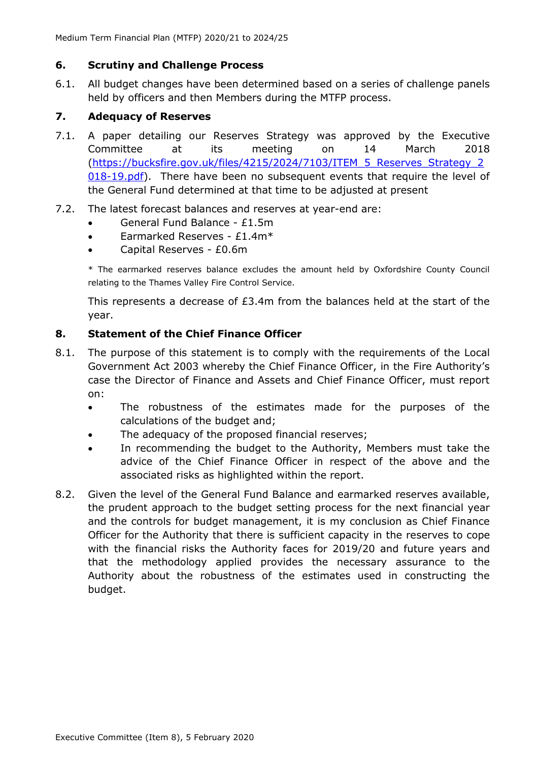## 6. Scrutiny and Challenge Process

6.1. All budget changes have been determined based on a series of challenge panels held by officers and then Members during the MTFP process.

## 7. Adequacy of Reserves

7.1. A paper detailing our Reserves Strategy was approved by the Executive Committee at its meeting on 14 March 2018 ([https://bucksfire.gov.uk/files/4215/2024/7103/ITEM_5_Reserves_Strategy_2018-19.pdf](https://bucksfire.gov.uk/files/4215/2024/7103/ITEM_5_Reserves_Strategy_2018-19.pdf)). There have been no subsequent events that require the level of the General Fund determined at that time to be adjusted at present

7.2. The latest forecast balances and reserves at year-end are:

- General Fund Balance - £1.5m
- Earmarked Reserves - £1.4m*
- Capital Reserves - £0.6m

\* The earmarked reserves balance excludes the amount held by Oxfordshire County Council relating to the Thames Valley Fire Control Service.

This represents a decrease of £3.4m from the balances held at the start of the year.

## 8. Statement of the Chief Finance Officer

8.1. The purpose of this statement is to comply with the requirements of the Local Government Act 2003 whereby the Chief Finance Officer, in the Fire Authority's case the Director of Finance and Assets and Chief Finance Officer, must report on:

- The robustness of the estimates made for the purposes of the calculations of the budget and;
- The adequacy of the proposed financial reserves;
- In recommending the budget to the Authority, Members must take the advice of the Chief Finance Officer in respect of the above and the associated risks as highlighted within the report.

8.2. Given the level of the General Fund Balance and earmarked reserves available, the prudent approach to the budget setting process for the next financial year and the controls for budget management, it is my conclusion as Chief Finance Officer for the Authority that there is sufficient capacity in the reserves to cope with the financial risks the Authority faces for 2019/20 and future years and that the methodology applied provides the necessary assurance to the Authority about the robustness of the estimates used in constructing the budget.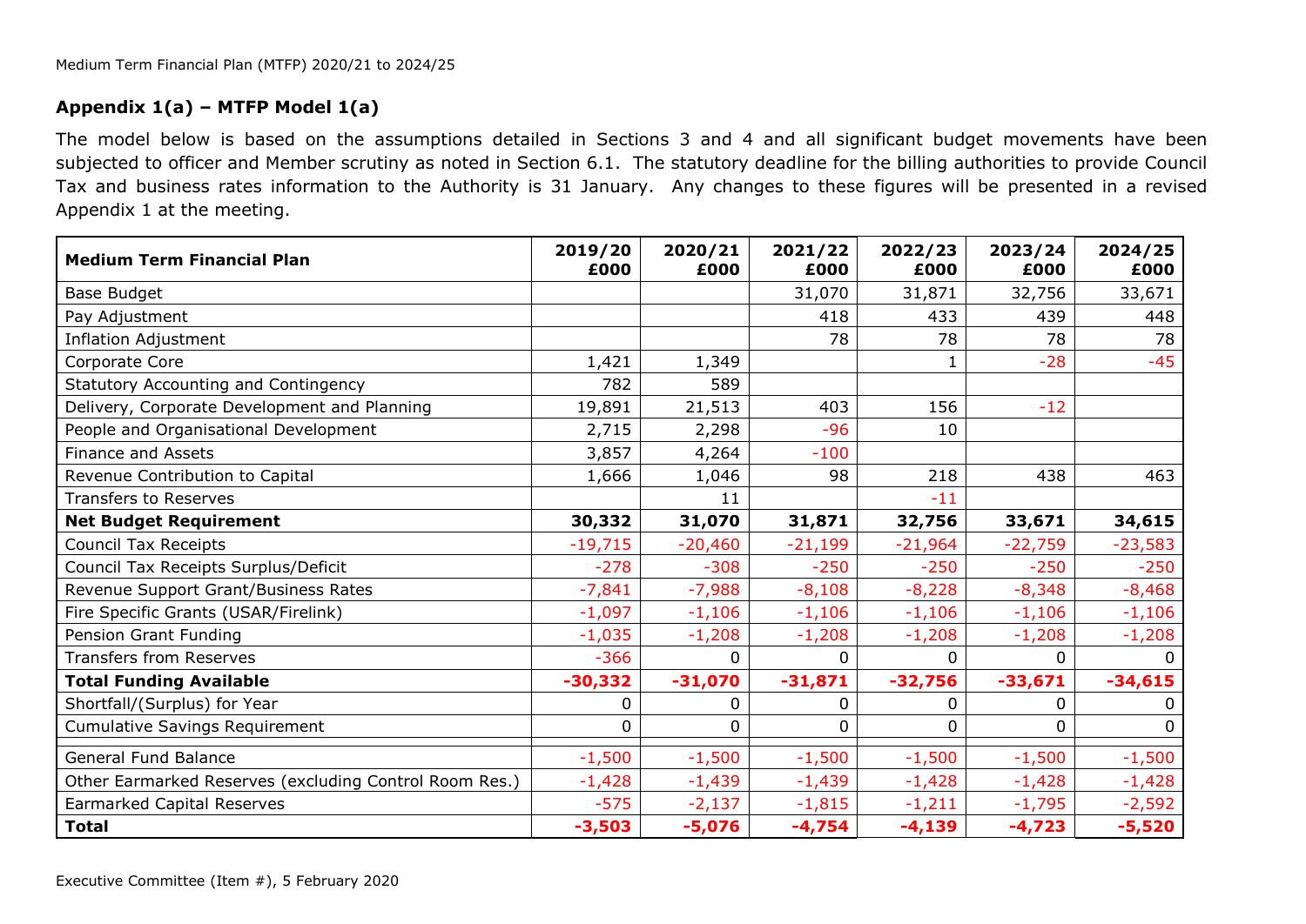## Appendix 1(a) – MTFP Model 1(a)

The model below is based on the assumptions detailed in Sections 3 and 4 and all significant budget movements have been subjected to officer and Member scrutiny as noted in Section 6.1. The statutory deadline for the billing authorities to provide Council Tax and business rates information to the Authority is 31 January. Any changes to these figures will be presented in a revised Appendix 1 at the meeting.

| Medium Term Financial Plan | 2019/20 £000 | 2020/21 £000 | 2021/22 £000 | 2022/23 £000 | 2023/24 £000 | 2024/25 £000 |
|---|---|---|---|---|---|---|
| Base Budget | | | 31,070 | 31,871 | 32,756 | 33,671 |
| Pay Adjustment | | | 418 | 433 | 439 | 448 |
| Inflation Adjustment | | | 78 | 78 | 78 | 78 |
| Corporate Core | 1,421 | 1,349 | | 1 | -28 | -45 |
| Statutory Accounting and Contingency | 782 | 589 | | | | |
| Delivery, Corporate Development and Planning | 19,891 | 21,513 | 403 | 156 | -12 | |
| People and Organisational Development | 2,715 | 2,298 | -96 | 10 | | |
| Finance and Assets | 3,857 | 4,264 | -100 | | | |
| Revenue Contribution to Capital | 1,666 | 1,046 | 98 | 218 | 438 | 463 |
| Transfers to Reserves | | 11 | | -11 | | |
| **Net Budget Requirement** | **30,332** | **31,070** | **31,871** | **32,756** | **33,671** | **34,615** |
| Council Tax Receipts | -19,715 | -20,460 | -21,199 | -21,964 | -22,759 | -23,583 |
| Council Tax Receipts Surplus/Deficit | -278 | -308 | -250 | -250 | -250 | -250 |
| Revenue Support Grant/Business Rates | -7,841 | -7,988 | -8,108 | -8,228 | -8,348 | -8,468 |
| Fire Specific Grants (USAR/Firelink) | -1,097 | -1,106 | -1,106 | -1,106 | -1,106 | -1,106 |
| Pension Grant Funding | -1,035 | -1,208 | -1,208 | -1,208 | -1,208 | -1,208 |
| Transfers from Reserves | -366 | 0 | 0 | 0 | 0 | 0 |
| **Total Funding Available** | **-30,332** | **-31,070** | **-31,871** | **-32,756** | **-33,671** | **-34,615** |
| Shortfall/(Surplus) for Year | 0 | 0 | 0 | 0 | 0 | 0 |
| Cumulative Savings Requirement | 0 | 0 | 0 | 0 | 0 | 0 |
| General Fund Balance | -1,500 | -1,500 | -1,500 | -1,500 | -1,500 | -1,500 |
| Other Earmarked Reserves (excluding Control Room Res.) | -1,428 | -1,439 | -1,439 | -1,428 | -1,428 | -1,428 |
| Earmarked Capital Reserves | -575 | -2,137 | -1,815 | -1,211 | -1,795 | -2,592 |
| **Total** | **-3,503** | **-5,076** | **-4,754** | **-4,139** | **-4,723** | **-5,520** |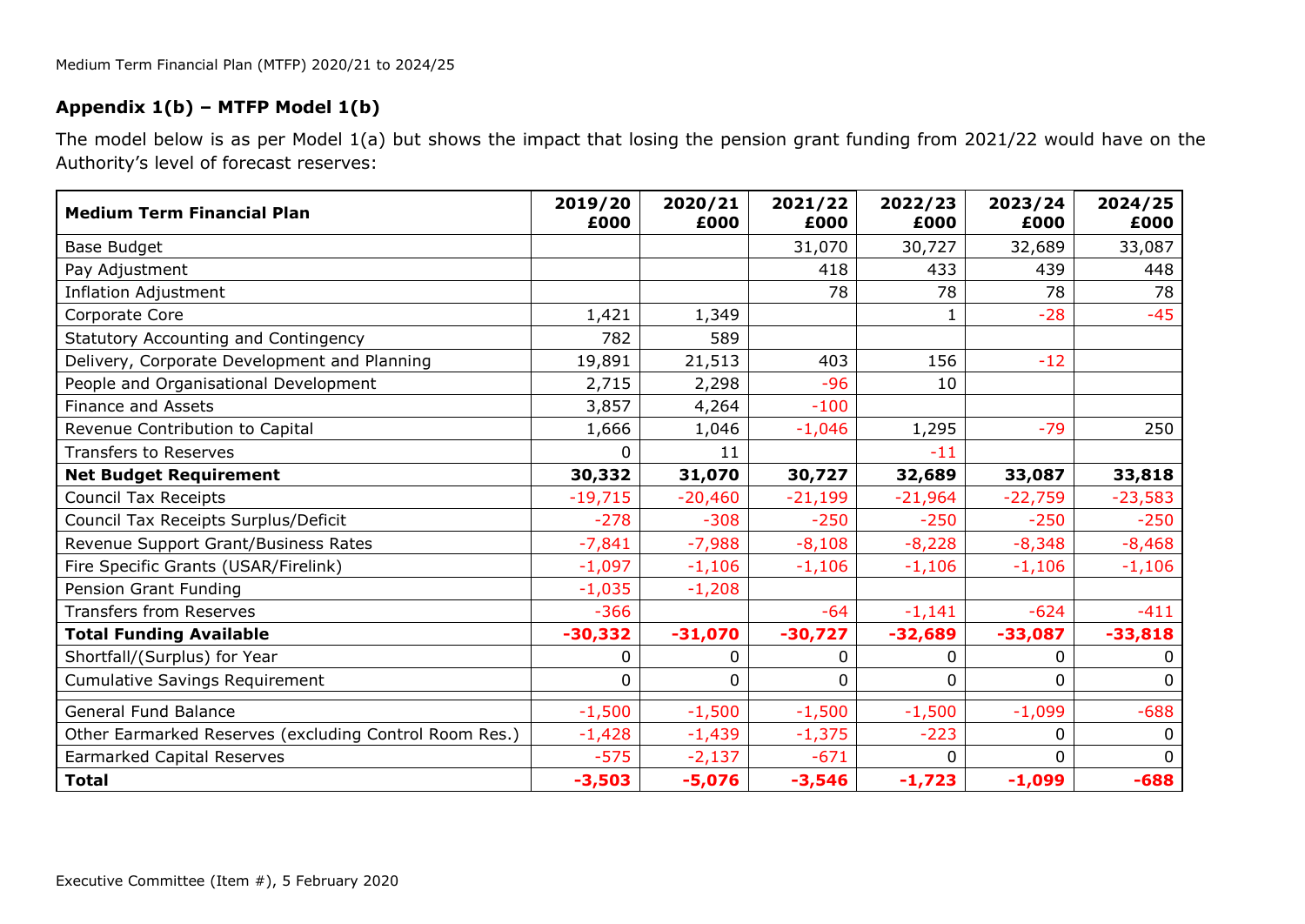## Appendix 1(b) – MTFP Model 1(b)

The model below is as per Model 1(a) but shows the impact that losing the pension grant funding from 2021/22 would have on the Authority's level of forecast reserves:

| Medium Term Financial Plan | 2019/20 £000 | 2020/21 £000 | 2021/22 £000 | 2022/23 £000 | 2023/24 £000 | 2024/25 £000 |
|---|---|---|---|---|---|---|
| Base Budget | | | 31,070 | 30,727 | 32,689 | 33,087 |
| Pay Adjustment | | | 418 | 433 | 439 | 448 |
| Inflation Adjustment | | | 78 | 78 | 78 | 78 |
| Corporate Core | 1,421 | 1,349 | | 1 | -28 | -45 |
| Statutory Accounting and Contingency | 782 | 589 | | | | |
| Delivery, Corporate Development and Planning | 19,891 | 21,513 | 403 | 156 | -12 | |
| People and Organisational Development | 2,715 | 2,298 | -96 | 10 | | |
| Finance and Assets | 3,857 | 4,264 | -100 | | | |
| Revenue Contribution to Capital | 1,666 | 1,046 | -1,046 | 1,295 | -79 | 250 |
| Transfers to Reserves | 0 | 11 | | -11 | | |
| **Net Budget Requirement** | **30,332** | **31,070** | **30,727** | **32,689** | **33,087** | **33,818** |
| Council Tax Receipts | -19,715 | -20,460 | -21,199 | -21,964 | -22,759 | -23,583 |
| Council Tax Receipts Surplus/Deficit | -278 | -308 | -250 | -250 | -250 | -250 |
| Revenue Support Grant/Business Rates | -7,841 | -7,988 | -8,108 | -8,228 | -8,348 | -8,468 |
| Fire Specific Grants (USAR/Firelink) | -1,097 | -1,106 | -1,106 | -1,106 | -1,106 | -1,106 |
| Pension Grant Funding | -1,035 | -1,208 | | | | |
| Transfers from Reserves | -366 | | -64 | -1,141 | -624 | -411 |
| **Total Funding Available** | **-30,332** | **-31,070** | **-30,727** | **-32,689** | **-33,087** | **-33,818** |
| Shortfall/(Surplus) for Year | 0 | 0 | 0 | 0 | 0 | 0 |
| Cumulative Savings Requirement | 0 | 0 | 0 | 0 | 0 | 0 |
| General Fund Balance | -1,500 | -1,500 | -1,500 | -1,500 | -1,099 | -688 |
| Other Earmarked Reserves (excluding Control Room Res.) | -1,428 | -1,439 | -1,375 | -223 | 0 | 0 |
| Earmarked Capital Reserves | -575 | -2,137 | -671 | 0 | 0 | 0 |
| **Total** | **-3,503** | **-5,076** | **-3,546** | **-1,723** | **-1,099** | **-688** |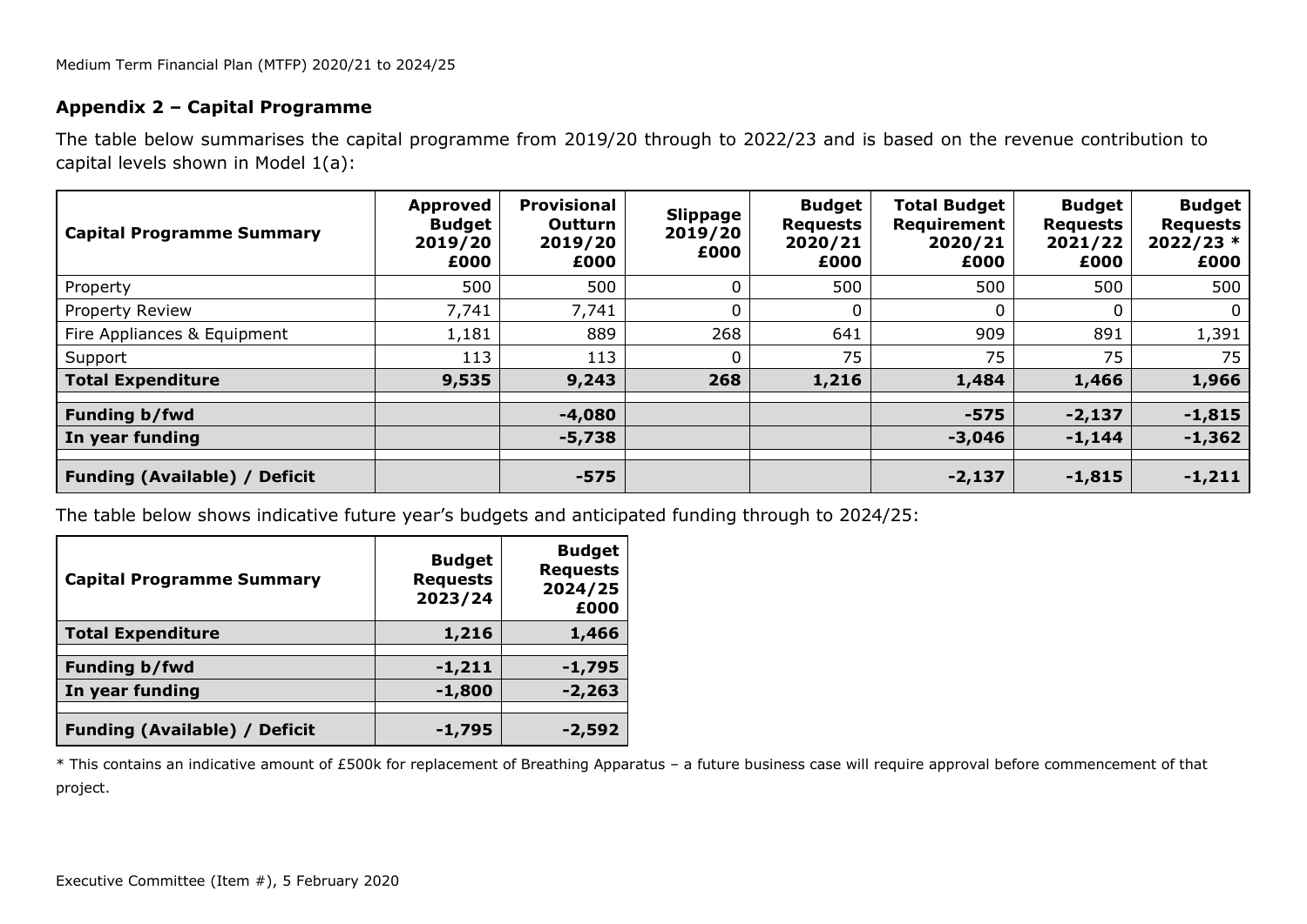## Appendix 2 – Capital Programme

The table below summarises the capital programme from 2019/20 through to 2022/23 and is based on the revenue contribution to capital levels shown in Model 1(a):

| Capital Programme Summary | Approved Budget 2019/20 £000 | Provisional Outturn 2019/20 £000 | Slippage 2019/20 £000 | Budget Requests 2020/21 £000 | Total Budget Requirement 2020/21 £000 | Budget Requests 2021/22 £000 | Budget Requests 2022/23 * £000 |
|---|---|---|---|---|---|---|---|
| Property | 500 | 500 | 0 | 500 | 500 | 500 | 500 |
| Property Review | 7,741 | 7,741 | 0 | 0 | 0 | 0 | 0 |
| Fire Appliances & Equipment | 1,181 | 889 | 268 | 641 | 909 | 891 | 1,391 |
| Support | 113 | 113 | 0 | 75 | 75 | 75 | 75 |
| **Total Expenditure** | **9,535** | **9,243** | **268** | **1,216** | **1,484** | **1,466** | **1,966** |
| **Funding b/fwd** | | **-4,080** | | | **-575** | **-2,137** | **-1,815** |
| **In year funding** | | **-5,738** | | | **-3,046** | **-1,144** | **-1,362** |
| **Funding (Available) / Deficit** | | **-575** | | | **-2,137** | **-1,815** | **-1,211** |

The table below shows indicative future year's budgets and anticipated funding through to 2024/25:

| Capital Programme Summary | Budget Requests 2023/24 | Budget Requests 2024/25 £000 |
|---|---|---|
| **Total Expenditure** | **1,216** | **1,466** |
| **Funding b/fwd** | **-1,211** | **-1,795** |
| **In year funding** | **-1,800** | **-2,263** |
| **Funding (Available) / Deficit** | **-1,795** | **-2,592** |

* This contains an indicative amount of £500k for replacement of Breathing Apparatus – a future business case will require approval before commencement of that project.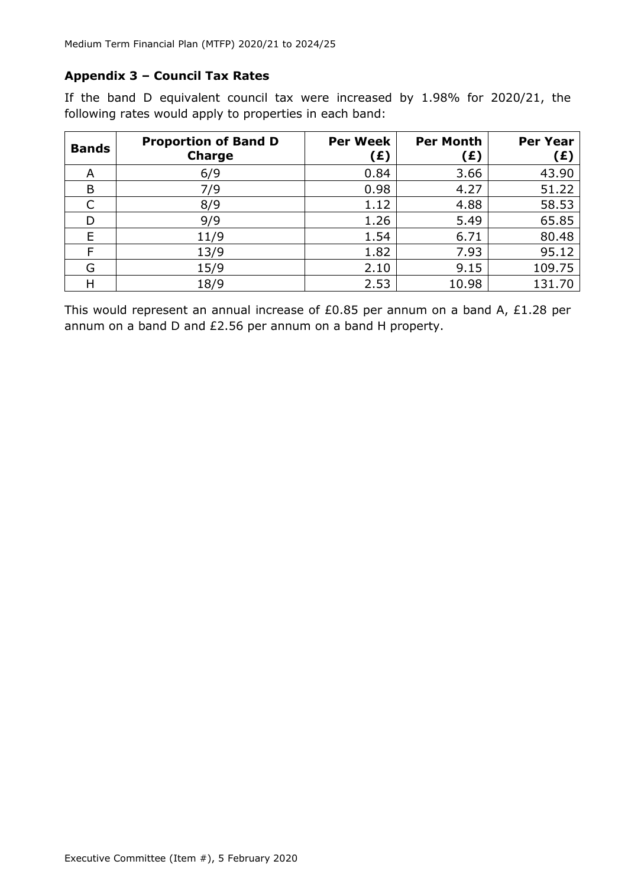## Appendix 3 – Council Tax Rates

If the band D equivalent council tax were increased by 1.98% for 2020/21, the following rates would apply to properties in each band:

| Bands | Proportion of Band D Charge | Per Week (£) | Per Month (£) | Per Year (£) |
|---|---|---|---|---|
| A | 6/9 | 0.84 | 3.66 | 43.90 |
| B | 7/9 | 0.98 | 4.27 | 51.22 |
| C | 8/9 | 1.12 | 4.88 | 58.53 |
| D | 9/9 | 1.26 | 5.49 | 65.85 |
| E | 11/9 | 1.54 | 6.71 | 80.48 |
| F | 13/9 | 1.82 | 7.93 | 95.12 |
| G | 15/9 | 2.10 | 9.15 | 109.75 |
| H | 18/9 | 2.53 | 10.98 | 131.70 |

This would represent an annual increase of £0.85 per annum on a band A, £1.28 per annum on a band D and £2.56 per annum on a band H property.